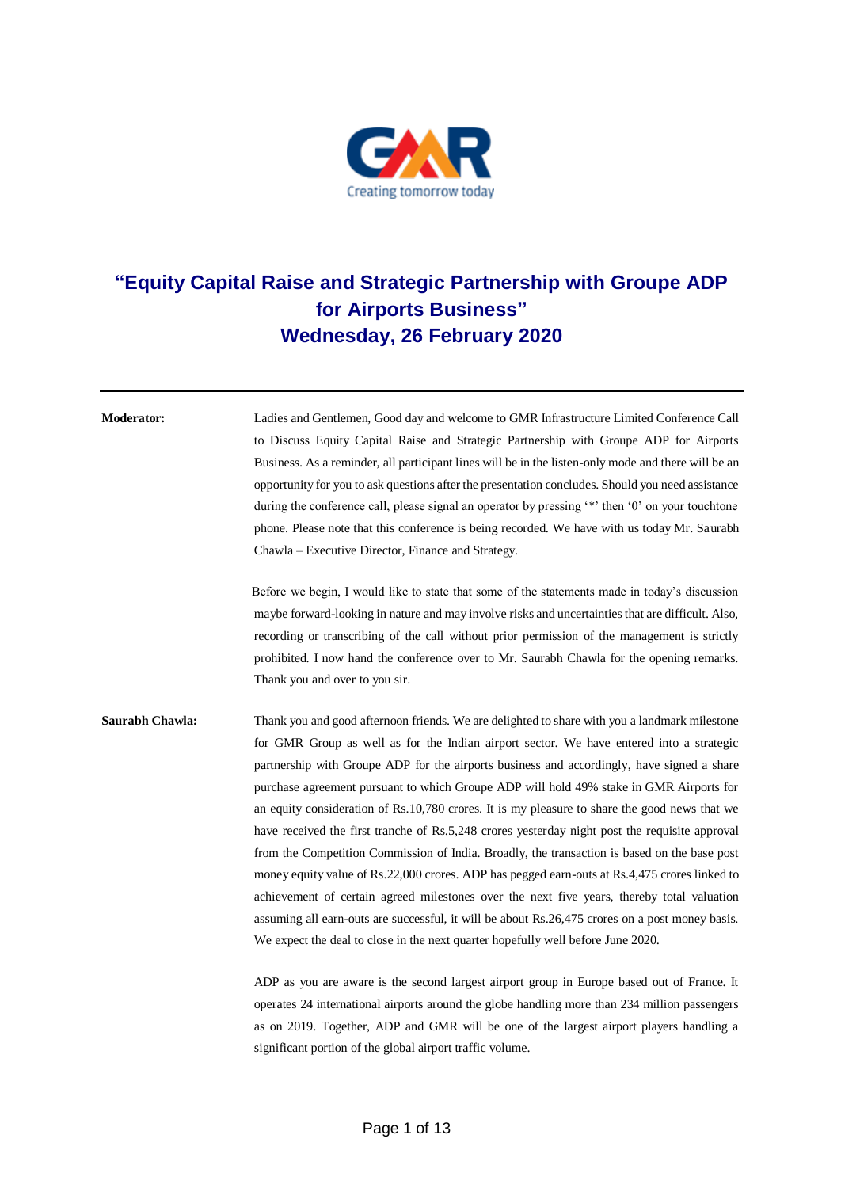# "Equity Capital Raise and Strategic Partnership with Groupe ADP for Airports Business"
# Wednesday, 26 February 2020

---

**Moderator:** Ladies and Gentlemen, Good day and welcome to GMR Infrastructure Limited Conference Call to Discuss Equity Capital Raise and Strategic Partnership with Groupe ADP for Airports Business. As a reminder, all participant lines will be in the listen-only mode and there will be an opportunity for you to ask questions after the presentation concludes. Should you need assistance during the conference call, please signal an operator by pressing '*' then '0' on your touchtone phone. Please note that this conference is being recorded. We have with us today Mr. Saurabh Chawla – Executive Director, Finance and Strategy.

Before we begin, I would like to state that some of the statements made in today's discussion maybe forward-looking in nature and may involve risks and uncertainties that are difficult. Also, recording or transcribing of the call without prior permission of the management is strictly prohibited. I now hand the conference over to Mr. Saurabh Chawla for the opening remarks. Thank you and over to you sir.

**Saurabh Chawla:** Thank you and good afternoon friends. We are delighted to share with you a landmark milestone for GMR Group as well as for the Indian airport sector. We have entered into a strategic partnership with Groupe ADP for the airports business and accordingly, have signed a share purchase agreement pursuant to which Groupe ADP will hold 49% stake in GMR Airports for an equity consideration of Rs.10,780 crores. It is my pleasure to share the good news that we have received the first tranche of Rs.5,248 crores yesterday night post the requisite approval from the Competition Commission of India. Broadly, the transaction is based on the base post money equity value of Rs.22,000 crores. ADP has pegged earn-outs at Rs.4,475 crores linked to achievement of certain agreed milestones over the next five years, thereby total valuation assuming all earn-outs are successful, it will be about Rs.26,475 crores on a post money basis. We expect the deal to close in the next quarter hopefully well before June 2020.

ADP as you are aware is the second largest airport group in Europe based out of France. It operates 24 international airports around the globe handling more than 234 million passengers as on 2019. Together, ADP and GMR will be one of the largest airport players handling a significant portion of the global airport traffic volume.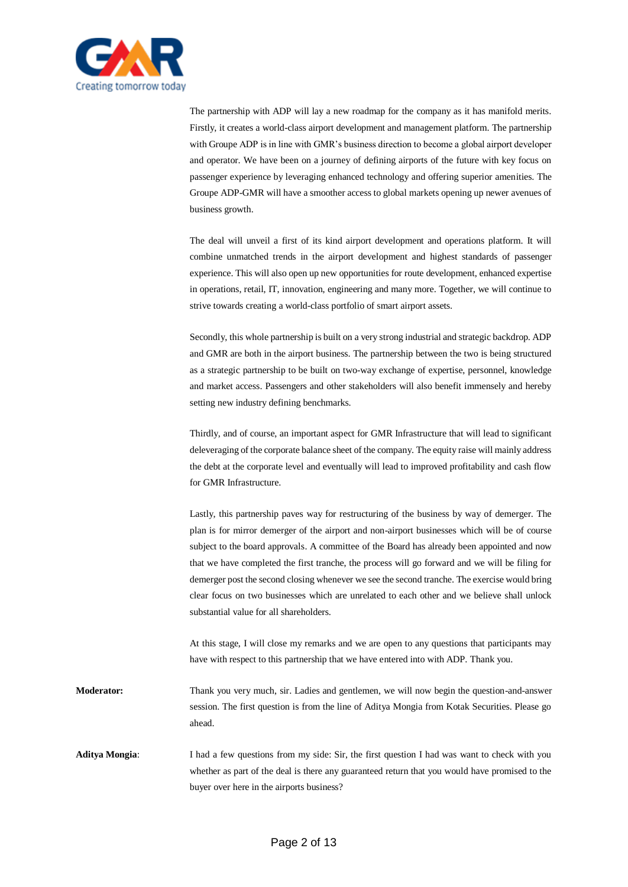The partnership with ADP will lay a new roadmap for the company as it has manifold merits. Firstly, it creates a world-class airport development and management platform. The partnership with Groupe ADP is in line with GMR's business direction to become a global airport developer and operator. We have been on a journey of defining airports of the future with key focus on passenger experience by leveraging enhanced technology and offering superior amenities. The Groupe ADP-GMR will have a smoother access to global markets opening up newer avenues of business growth.

The deal will unveil a first of its kind airport development and operations platform. It will combine unmatched trends in the airport development and highest standards of passenger experience. This will also open up new opportunities for route development, enhanced expertise in operations, retail, IT, innovation, engineering and many more. Together, we will continue to strive towards creating a world-class portfolio of smart airport assets.

Secondly, this whole partnership is built on a very strong industrial and strategic backdrop. ADP and GMR are both in the airport business. The partnership between the two is being structured as a strategic partnership to be built on two-way exchange of expertise, personnel, knowledge and market access. Passengers and other stakeholders will also benefit immensely and hereby setting new industry defining benchmarks.

Thirdly, and of course, an important aspect for GMR Infrastructure that will lead to significant deleveraging of the corporate balance sheet of the company. The equity raise will mainly address the debt at the corporate level and eventually will lead to improved profitability and cash flow for GMR Infrastructure.

Lastly, this partnership paves way for restructuring of the business by way of demerger. The plan is for mirror demerger of the airport and non-airport businesses which will be of course subject to the board approvals. A committee of the Board has already been appointed and now that we have completed the first tranche, the process will go forward and we will be filing for demerger post the second closing whenever we see the second tranche. The exercise would bring clear focus on two businesses which are unrelated to each other and we believe shall unlock substantial value for all shareholders.

At this stage, I will close my remarks and we are open to any questions that participants may have with respect to this partnership that we have entered into with ADP. Thank you.

**Moderator:** Thank you very much, sir. Ladies and gentlemen, we will now begin the question-and-answer session. The first question is from the line of Aditya Mongia from Kotak Securities. Please go ahead.

**Aditya Mongia**: I had a few questions from my side: Sir, the first question I had was want to check with you whether as part of the deal is there any guaranteed return that you would have promised to the buyer over here in the airports business?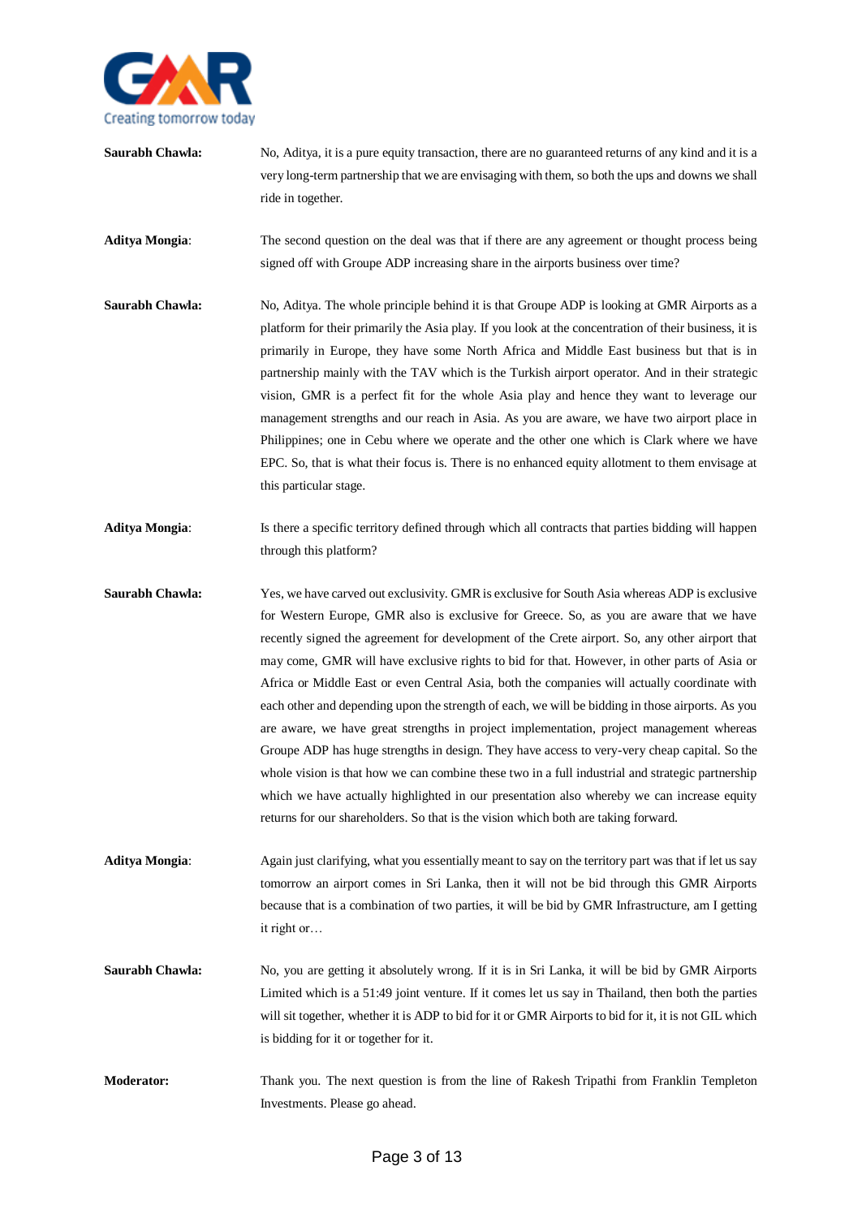**Saurabh Chawla:** No, Aditya, it is a pure equity transaction, there are no guaranteed returns of any kind and it is a very long-term partnership that we are envisaging with them, so both the ups and downs we shall ride in together.

**Aditya Mongia**: The second question on the deal was that if there are any agreement or thought process being signed off with Groupe ADP increasing share in the airports business over time?

**Saurabh Chawla:** No, Aditya. The whole principle behind it is that Groupe ADP is looking at GMR Airports as a platform for their primarily the Asia play. If you look at the concentration of their business, it is primarily in Europe, they have some North Africa and Middle East business but that is in partnership mainly with the TAV which is the Turkish airport operator. And in their strategic vision, GMR is a perfect fit for the whole Asia play and hence they want to leverage our management strengths and our reach in Asia. As you are aware, we have two airport place in Philippines; one in Cebu where we operate and the other one which is Clark where we have EPC. So, that is what their focus is. There is no enhanced equity allotment to them envisage at this particular stage.

**Aditya Mongia**: Is there a specific territory defined through which all contracts that parties bidding will happen through this platform?

**Saurabh Chawla:** Yes, we have carved out exclusivity. GMR is exclusive for South Asia whereas ADP is exclusive for Western Europe, GMR also is exclusive for Greece. So, as you are aware that we have recently signed the agreement for development of the Crete airport. So, any other airport that may come, GMR will have exclusive rights to bid for that. However, in other parts of Asia or Africa or Middle East or even Central Asia, both the companies will actually coordinate with each other and depending upon the strength of each, we will be bidding in those airports. As you are aware, we have great strengths in project implementation, project management whereas Groupe ADP has huge strengths in design. They have access to very-very cheap capital. So the whole vision is that how we can combine these two in a full industrial and strategic partnership which we have actually highlighted in our presentation also whereby we can increase equity returns for our shareholders. So that is the vision which both are taking forward.

**Aditya Mongia**: Again just clarifying, what you essentially meant to say on the territory part was that if let us say tomorrow an airport comes in Sri Lanka, then it will not be bid through this GMR Airports because that is a combination of two parties, it will be bid by GMR Infrastructure, am I getting it right or…

**Saurabh Chawla:** No, you are getting it absolutely wrong. If it is in Sri Lanka, it will be bid by GMR Airports Limited which is a 51:49 joint venture. If it comes let us say in Thailand, then both the parties will sit together, whether it is ADP to bid for it or GMR Airports to bid for it, it is not GIL which is bidding for it or together for it.

**Moderator:** Thank you. The next question is from the line of Rakesh Tripathi from Franklin Templeton Investments. Please go ahead.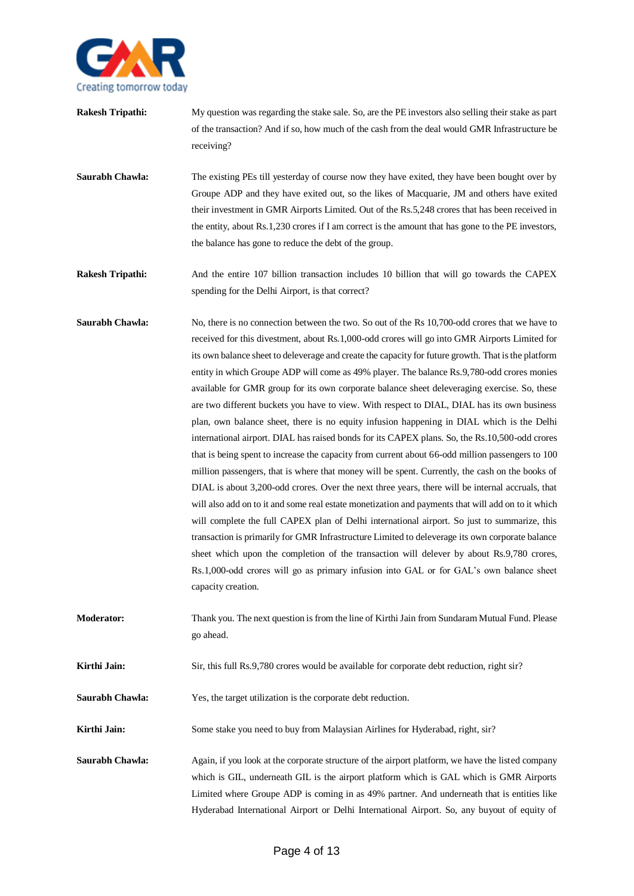**Rakesh Tripathi:** My question was regarding the stake sale. So, are the PE investors also selling their stake as part of the transaction? And if so, how much of the cash from the deal would GMR Infrastructure be receiving?

**Saurabh Chawla:** The existing PEs till yesterday of course now they have exited, they have been bought over by Groupe ADP and they have exited out, so the likes of Macquarie, JM and others have exited their investment in GMR Airports Limited. Out of the Rs.5,248 crores that has been received in the entity, about Rs.1,230 crores if I am correct is the amount that has gone to the PE investors, the balance has gone to reduce the debt of the group.

**Rakesh Tripathi:** And the entire 107 billion transaction includes 10 billion that will go towards the CAPEX spending for the Delhi Airport, is that correct?

**Saurabh Chawla:** No, there is no connection between the two. So out of the Rs 10,700-odd crores that we have to received for this divestment, about Rs.1,000-odd crores will go into GMR Airports Limited for its own balance sheet to deleverage and create the capacity for future growth. That is the platform entity in which Groupe ADP will come as 49% player. The balance Rs.9,780-odd crores monies available for GMR group for its own corporate balance sheet deleveraging exercise. So, these are two different buckets you have to view. With respect to DIAL, DIAL has its own business plan, own balance sheet, there is no equity infusion happening in DIAL which is the Delhi international airport. DIAL has raised bonds for its CAPEX plans. So, the Rs.10,500-odd crores that is being spent to increase the capacity from current about 66-odd million passengers to 100 million passengers, that is where that money will be spent. Currently, the cash on the books of DIAL is about 3,200-odd crores. Over the next three years, there will be internal accruals, that will also add on to it and some real estate monetization and payments that will add on to it which will complete the full CAPEX plan of Delhi international airport. So just to summarize, this transaction is primarily for GMR Infrastructure Limited to deleverage its own corporate balance sheet which upon the completion of the transaction will delever by about Rs.9,780 crores, Rs.1,000-odd crores will go as primary infusion into GAL or for GAL's own balance sheet capacity creation.

**Moderator:** Thank you. The next question is from the line of Kirthi Jain from Sundaram Mutual Fund. Please go ahead.

**Kirthi Jain:** Sir, this full Rs.9,780 crores would be available for corporate debt reduction, right sir?

**Saurabh Chawla:** Yes, the target utilization is the corporate debt reduction.

**Kirthi Jain:** Some stake you need to buy from Malaysian Airlines for Hyderabad, right, sir?

**Saurabh Chawla:** Again, if you look at the corporate structure of the airport platform, we have the listed company which is GIL, underneath GIL is the airport platform which is GAL which is GMR Airports Limited where Groupe ADP is coming in as 49% partner. And underneath that is entities like Hyderabad International Airport or Delhi International Airport. So, any buyout of equity of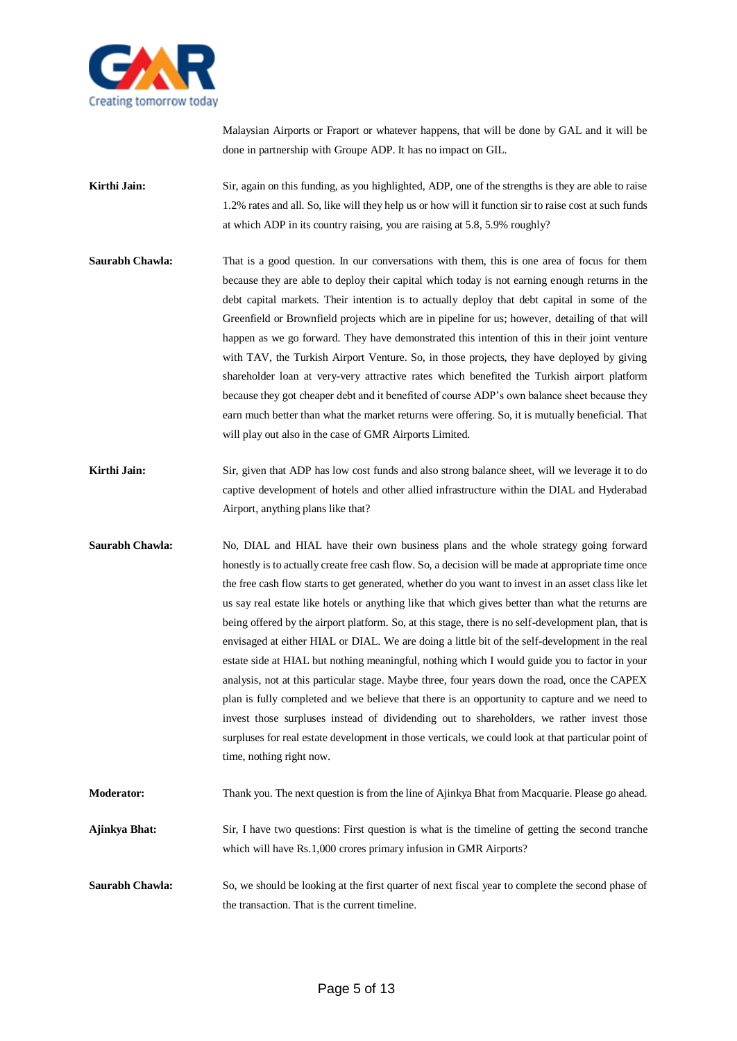Malaysian Airports or Fraport or whatever happens, that will be done by GAL and it will be done in partnership with Groupe ADP. It has no impact on GIL.

**Kirthi Jain:** Sir, again on this funding, as you highlighted, ADP, one of the strengths is they are able to raise 1.2% rates and all. So, like will they help us or how will it function sir to raise cost at such funds at which ADP in its country raising, you are raising at 5.8, 5.9% roughly?

**Saurabh Chawla:** That is a good question. In our conversations with them, this is one area of focus for them because they are able to deploy their capital which today is not earning enough returns in the debt capital markets. Their intention is to actually deploy that debt capital in some of the Greenfield or Brownfield projects which are in pipeline for us; however, detailing of that will happen as we go forward. They have demonstrated this intention of this in their joint venture with TAV, the Turkish Airport Venture. So, in those projects, they have deployed by giving shareholder loan at very-very attractive rates which benefited the Turkish airport platform because they got cheaper debt and it benefited of course ADP's own balance sheet because they earn much better than what the market returns were offering. So, it is mutually beneficial. That will play out also in the case of GMR Airports Limited.

**Kirthi Jain:** Sir, given that ADP has low cost funds and also strong balance sheet, will we leverage it to do captive development of hotels and other allied infrastructure within the DIAL and Hyderabad Airport, anything plans like that?

**Saurabh Chawla:** No, DIAL and HIAL have their own business plans and the whole strategy going forward honestly is to actually create free cash flow. So, a decision will be made at appropriate time once the free cash flow starts to get generated, whether do you want to invest in an asset class like let us say real estate like hotels or anything like that which gives better than what the returns are being offered by the airport platform. So, at this stage, there is no self-development plan, that is envisaged at either HIAL or DIAL. We are doing a little bit of the self-development in the real estate side at HIAL but nothing meaningful, nothing which I would guide you to factor in your analysis, not at this particular stage. Maybe three, four years down the road, once the CAPEX plan is fully completed and we believe that there is an opportunity to capture and we need to invest those surpluses instead of dividending out to shareholders, we rather invest those surpluses for real estate development in those verticals, we could look at that particular point of time, nothing right now.

**Moderator:** Thank you. The next question is from the line of Ajinkya Bhat from Macquarie. Please go ahead.

**Ajinkya Bhat:** Sir, I have two questions: First question is what is the timeline of getting the second tranche which will have Rs.1,000 crores primary infusion in GMR Airports?

**Saurabh Chawla:** So, we should be looking at the first quarter of next fiscal year to complete the second phase of the transaction. That is the current timeline.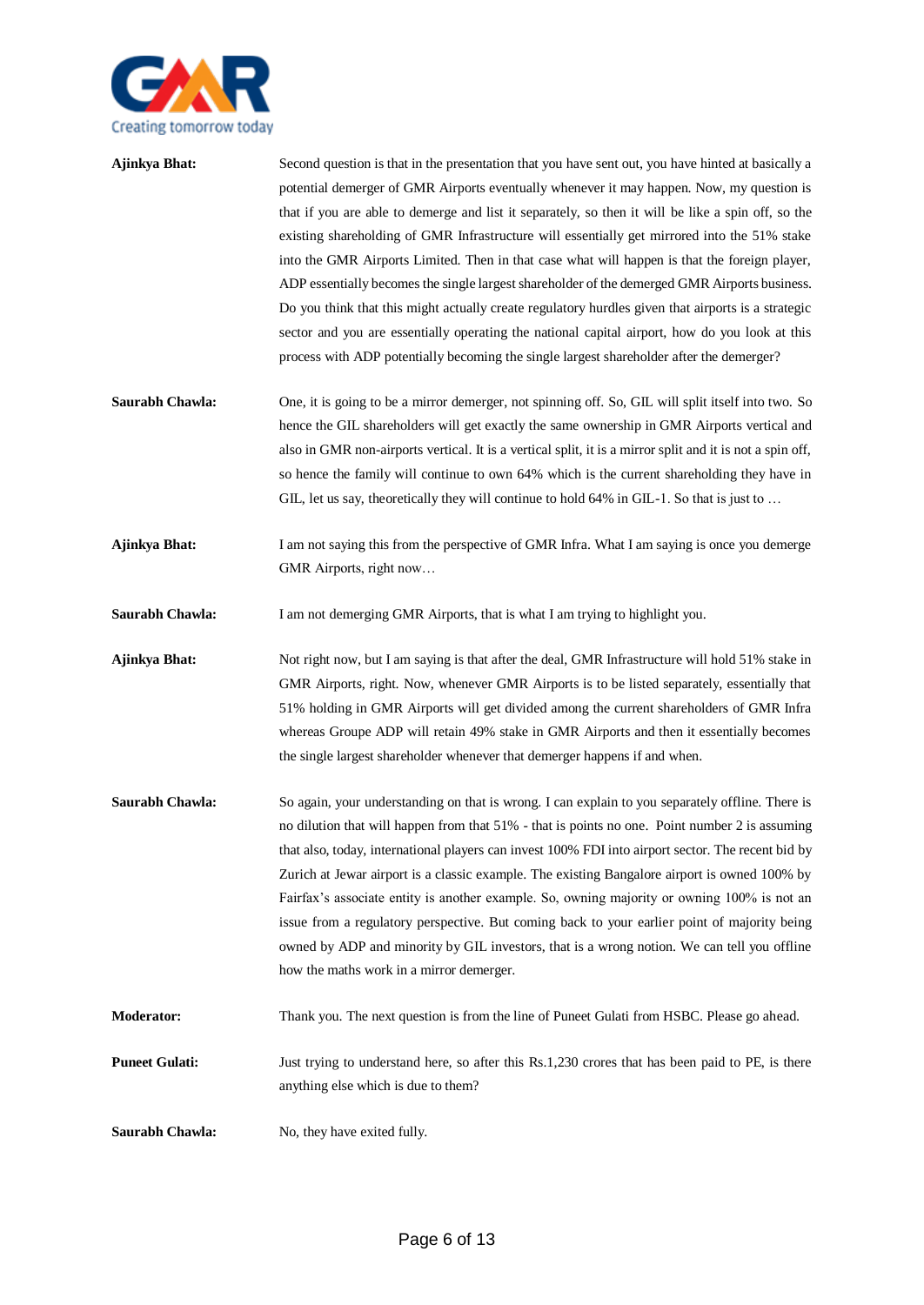**Ajinkya Bhat:** Second question is that in the presentation that you have sent out, you have hinted at basically a potential demerger of GMR Airports eventually whenever it may happen. Now, my question is that if you are able to demerge and list it separately, so then it will be like a spin off, so the existing shareholding of GMR Infrastructure will essentially get mirrored into the 51% stake into the GMR Airports Limited. Then in that case what will happen is that the foreign player, ADP essentially becomes the single largest shareholder of the demerged GMR Airports business. Do you think that this might actually create regulatory hurdles given that airports is a strategic sector and you are essentially operating the national capital airport, how do you look at this process with ADP potentially becoming the single largest shareholder after the demerger?

**Saurabh Chawla:** One, it is going to be a mirror demerger, not spinning off. So, GIL will split itself into two. So hence the GIL shareholders will get exactly the same ownership in GMR Airports vertical and also in GMR non-airports vertical. It is a vertical split, it is a mirror split and it is not a spin off, so hence the family will continue to own 64% which is the current shareholding they have in GIL, let us say, theoretically they will continue to hold 64% in GIL-1. So that is just to …

**Ajinkya Bhat:** I am not saying this from the perspective of GMR Infra. What I am saying is once you demerge GMR Airports, right now…

**Saurabh Chawla:** I am not demerging GMR Airports, that is what I am trying to highlight you.

**Ajinkya Bhat:** Not right now, but I am saying is that after the deal, GMR Infrastructure will hold 51% stake in GMR Airports, right. Now, whenever GMR Airports is to be listed separately, essentially that 51% holding in GMR Airports will get divided among the current shareholders of GMR Infra whereas Groupe ADP will retain 49% stake in GMR Airports and then it essentially becomes the single largest shareholder whenever that demerger happens if and when.

**Saurabh Chawla:** So again, your understanding on that is wrong. I can explain to you separately offline. There is no dilution that will happen from that 51% - that is points no one. Point number 2 is assuming that also, today, international players can invest 100% FDI into airport sector. The recent bid by Zurich at Jewar airport is a classic example. The existing Bangalore airport is owned 100% by Fairfax's associate entity is another example. So, owning majority or owning 100% is not an issue from a regulatory perspective. But coming back to your earlier point of majority being owned by ADP and minority by GIL investors, that is a wrong notion. We can tell you offline how the maths work in a mirror demerger.

**Moderator:** Thank you. The next question is from the line of Puneet Gulati from HSBC. Please go ahead.

**Puneet Gulati:** Just trying to understand here, so after this Rs.1,230 crores that has been paid to PE, is there anything else which is due to them?

**Saurabh Chawla:** No, they have exited fully.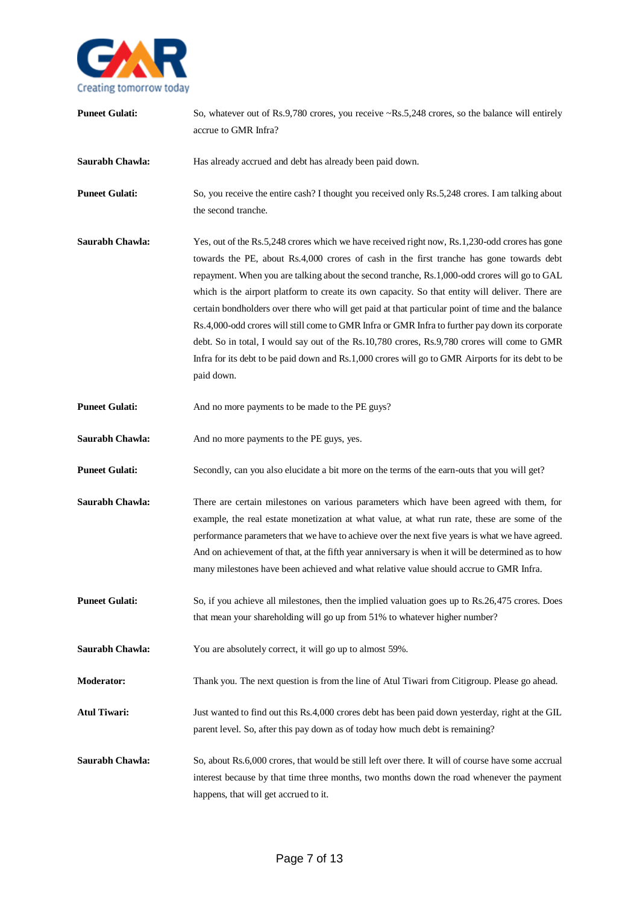**Puneet Gulati:** So, whatever out of Rs.9,780 crores, you receive ~Rs.5,248 crores, so the balance will entirely accrue to GMR Infra?

**Saurabh Chawla:** Has already accrued and debt has already been paid down.

**Puneet Gulati:** So, you receive the entire cash? I thought you received only Rs.5,248 crores. I am talking about the second tranche.

**Saurabh Chawla:** Yes, out of the Rs.5,248 crores which we have received right now, Rs.1,230-odd crores has gone towards the PE, about Rs.4,000 crores of cash in the first tranche has gone towards debt repayment. When you are talking about the second tranche, Rs.1,000-odd crores will go to GAL which is the airport platform to create its own capacity. So that entity will deliver. There are certain bondholders over there who will get paid at that particular point of time and the balance Rs.4,000-odd crores will still come to GMR Infra or GMR Infra to further pay down its corporate debt. So in total, I would say out of the Rs.10,780 crores, Rs.9,780 crores will come to GMR Infra for its debt to be paid down and Rs.1,000 crores will go to GMR Airports for its debt to be paid down.

**Puneet Gulati:** And no more payments to be made to the PE guys?

**Saurabh Chawla:** And no more payments to the PE guys, yes.

**Puneet Gulati:** Secondly, can you also elucidate a bit more on the terms of the earn-outs that you will get?

**Saurabh Chawla:** There are certain milestones on various parameters which have been agreed with them, for example, the real estate monetization at what value, at what run rate, these are some of the performance parameters that we have to achieve over the next five years is what we have agreed. And on achievement of that, at the fifth year anniversary is when it will be determined as to how many milestones have been achieved and what relative value should accrue to GMR Infra.

**Puneet Gulati:** So, if you achieve all milestones, then the implied valuation goes up to Rs.26,475 crores. Does that mean your shareholding will go up from 51% to whatever higher number?

**Saurabh Chawla:** You are absolutely correct, it will go up to almost 59%.

**Moderator:** Thank you. The next question is from the line of Atul Tiwari from Citigroup. Please go ahead.

**Atul Tiwari:** Just wanted to find out this Rs.4,000 crores debt has been paid down yesterday, right at the GIL parent level. So, after this pay down as of today how much debt is remaining?

**Saurabh Chawla:** So, about Rs.6,000 crores, that would be still left over there. It will of course have some accrual interest because by that time three months, two months down the road whenever the payment happens, that will get accrued to it.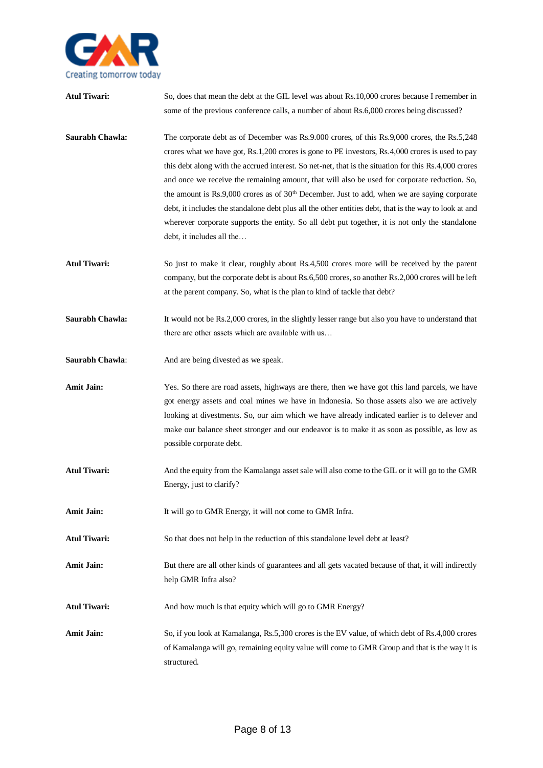**Atul Tiwari:** So, does that mean the debt at the GIL level was about Rs.10,000 crores because I remember in some of the previous conference calls, a number of about Rs.6,000 crores being discussed?

**Saurabh Chawla:** The corporate debt as of December was Rs.9.000 crores, of this Rs.9,000 crores, the Rs.5,248 crores what we have got, Rs.1,200 crores is gone to PE investors, Rs.4,000 crores is used to pay this debt along with the accrued interest. So net-net, that is the situation for this Rs.4,000 crores and once we receive the remaining amount, that will also be used for corporate reduction. So, the amount is Rs.9,000 crores as of 30th December. Just to add, when we are saying corporate debt, it includes the standalone debt plus all the other entities debt, that is the way to look at and wherever corporate supports the entity. So all debt put together, it is not only the standalone debt, it includes all the…

**Atul Tiwari:** So just to make it clear, roughly about Rs.4,500 crores more will be received by the parent company, but the corporate debt is about Rs.6,500 crores, so another Rs.2,000 crores will be left at the parent company. So, what is the plan to kind of tackle that debt?

**Saurabh Chawla:** It would not be Rs.2,000 crores, in the slightly lesser range but also you have to understand that there are other assets which are available with us…

**Saurabh Chawla:** And are being divested as we speak.

**Amit Jain:** Yes. So there are road assets, highways are there, then we have got this land parcels, we have got energy assets and coal mines we have in Indonesia. So those assets also we are actively looking at divestments. So, our aim which we have already indicated earlier is to delever and make our balance sheet stronger and our endeavor is to make it as soon as possible, as low as possible corporate debt.

**Atul Tiwari:** And the equity from the Kamalanga asset sale will also come to the GIL or it will go to the GMR Energy, just to clarify?

**Amit Jain:** It will go to GMR Energy, it will not come to GMR Infra.

**Atul Tiwari:** So that does not help in the reduction of this standalone level debt at least?

**Amit Jain:** But there are all other kinds of guarantees and all gets vacated because of that, it will indirectly help GMR Infra also?

**Atul Tiwari:** And how much is that equity which will go to GMR Energy?

**Amit Jain:** So, if you look at Kamalanga, Rs.5,300 crores is the EV value, of which debt of Rs.4,000 crores of Kamalanga will go, remaining equity value will come to GMR Group and that is the way it is structured.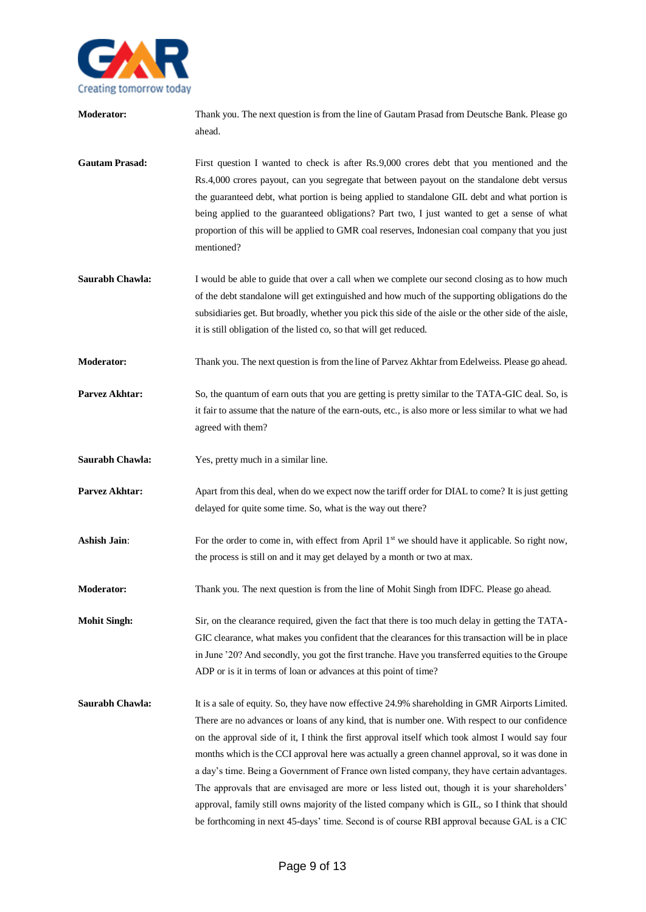**Moderator:** Thank you. The next question is from the line of Gautam Prasad from Deutsche Bank. Please go ahead.

**Gautam Prasad:** First question I wanted to check is after Rs.9,000 crores debt that you mentioned and the Rs.4,000 crores payout, can you segregate that between payout on the standalone debt versus the guaranteed debt, what portion is being applied to standalone GIL debt and what portion is being applied to the guaranteed obligations? Part two, I just wanted to get a sense of what proportion of this will be applied to GMR coal reserves, Indonesian coal company that you just mentioned?

**Saurabh Chawla:** I would be able to guide that over a call when we complete our second closing as to how much of the debt standalone will get extinguished and how much of the supporting obligations do the subsidiaries get. But broadly, whether you pick this side of the aisle or the other side of the aisle, it is still obligation of the listed co, so that will get reduced.

**Moderator:** Thank you. The next question is from the line of Parvez Akhtar from Edelweiss. Please go ahead.

**Parvez Akhtar:** So, the quantum of earn outs that you are getting is pretty similar to the TATA-GIC deal. So, is it fair to assume that the nature of the earn-outs, etc., is also more or less similar to what we had agreed with them?

**Saurabh Chawla:** Yes, pretty much in a similar line.

**Parvez Akhtar:** Apart from this deal, when do we expect now the tariff order for DIAL to come? It is just getting delayed for quite some time. So, what is the way out there?

**Ashish Jain**: For the order to come in, with effect from April 1st we should have it applicable. So right now, the process is still on and it may get delayed by a month or two at max.

**Moderator:** Thank you. The next question is from the line of Mohit Singh from IDFC. Please go ahead.

**Mohit Singh:** Sir, on the clearance required, given the fact that there is too much delay in getting the TATA-GIC clearance, what makes you confident that the clearances for this transaction will be in place in June '20? And secondly, you got the first tranche. Have you transferred equities to the Groupe ADP or is it in terms of loan or advances at this point of time?

**Saurabh Chawla:** It is a sale of equity. So, they have now effective 24.9% shareholding in GMR Airports Limited. There are no advances or loans of any kind, that is number one. With respect to our confidence on the approval side of it, I think the first approval itself which took almost I would say four months which is the CCI approval here was actually a green channel approval, so it was done in a day's time. Being a Government of France own listed company, they have certain advantages. The approvals that are envisaged are more or less listed out, though it is your shareholders' approval, family still owns majority of the listed company which is GIL, so I think that should be forthcoming in next 45-days' time. Second is of course RBI approval because GAL is a CIC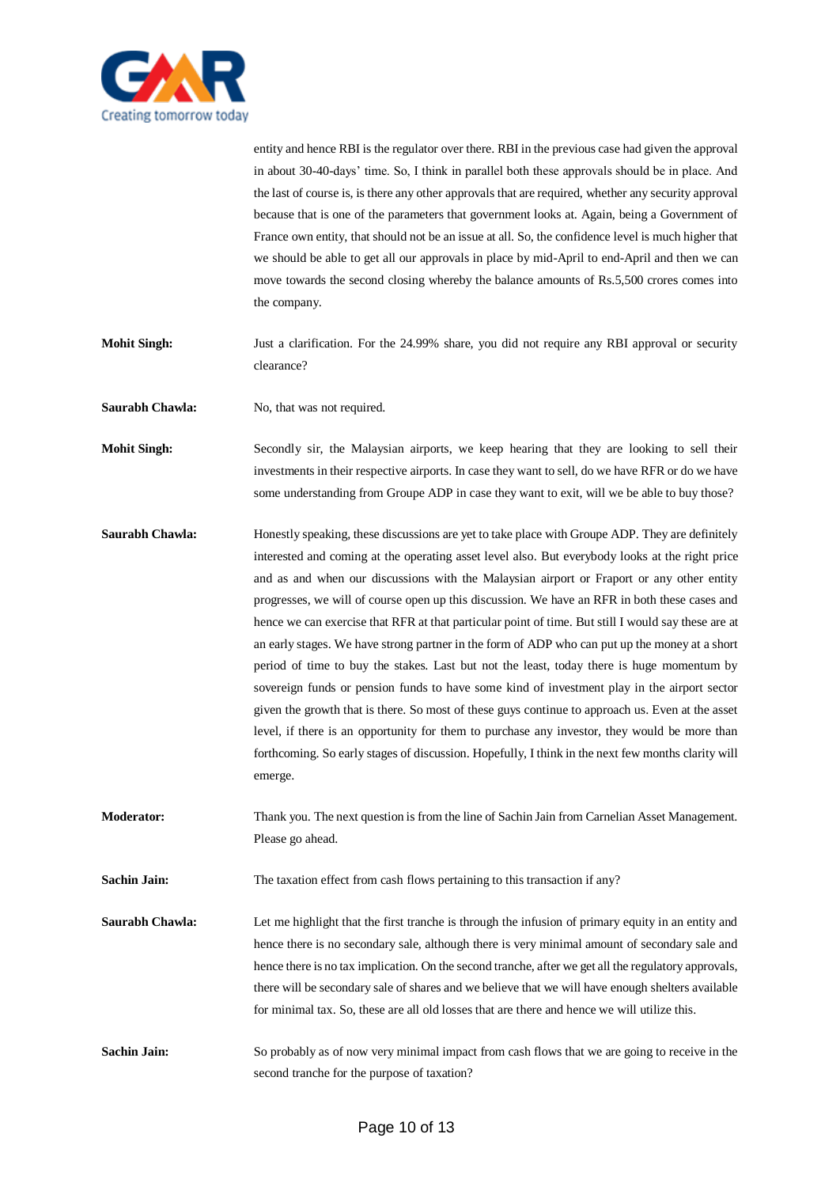entity and hence RBI is the regulator over there. RBI in the previous case had given the approval in about 30-40-days' time. So, I think in parallel both these approvals should be in place. And the last of course is, is there any other approvals that are required, whether any security approval because that is one of the parameters that government looks at. Again, being a Government of France own entity, that should not be an issue at all. So, the confidence level is much higher that we should be able to get all our approvals in place by mid-April to end-April and then we can move towards the second closing whereby the balance amounts of Rs.5,500 crores comes into the company.

**Mohit Singh:** Just a clarification. For the 24.99% share, you did not require any RBI approval or security clearance?

**Saurabh Chawla:** No, that was not required.

**Mohit Singh:** Secondly sir, the Malaysian airports, we keep hearing that they are looking to sell their investments in their respective airports. In case they want to sell, do we have RFR or do we have some understanding from Groupe ADP in case they want to exit, will we be able to buy those?

**Saurabh Chawla:** Honestly speaking, these discussions are yet to take place with Groupe ADP. They are definitely interested and coming at the operating asset level also. But everybody looks at the right price and as and when our discussions with the Malaysian airport or Fraport or any other entity progresses, we will of course open up this discussion. We have an RFR in both these cases and hence we can exercise that RFR at that particular point of time. But still I would say these are at an early stages. We have strong partner in the form of ADP who can put up the money at a short period of time to buy the stakes. Last but not the least, today there is huge momentum by sovereign funds or pension funds to have some kind of investment play in the airport sector given the growth that is there. So most of these guys continue to approach us. Even at the asset level, if there is an opportunity for them to purchase any investor, they would be more than forthcoming. So early stages of discussion. Hopefully, I think in the next few months clarity will emerge.

**Moderator:** Thank you. The next question is from the line of Sachin Jain from Carnelian Asset Management. Please go ahead.

**Sachin Jain:** The taxation effect from cash flows pertaining to this transaction if any?

**Saurabh Chawla:** Let me highlight that the first tranche is through the infusion of primary equity in an entity and hence there is no secondary sale, although there is very minimal amount of secondary sale and hence there is no tax implication. On the second tranche, after we get all the regulatory approvals, there will be secondary sale of shares and we believe that we will have enough shelters available for minimal tax. So, these are all old losses that are there and hence we will utilize this.

**Sachin Jain:** So probably as of now very minimal impact from cash flows that we are going to receive in the second tranche for the purpose of taxation?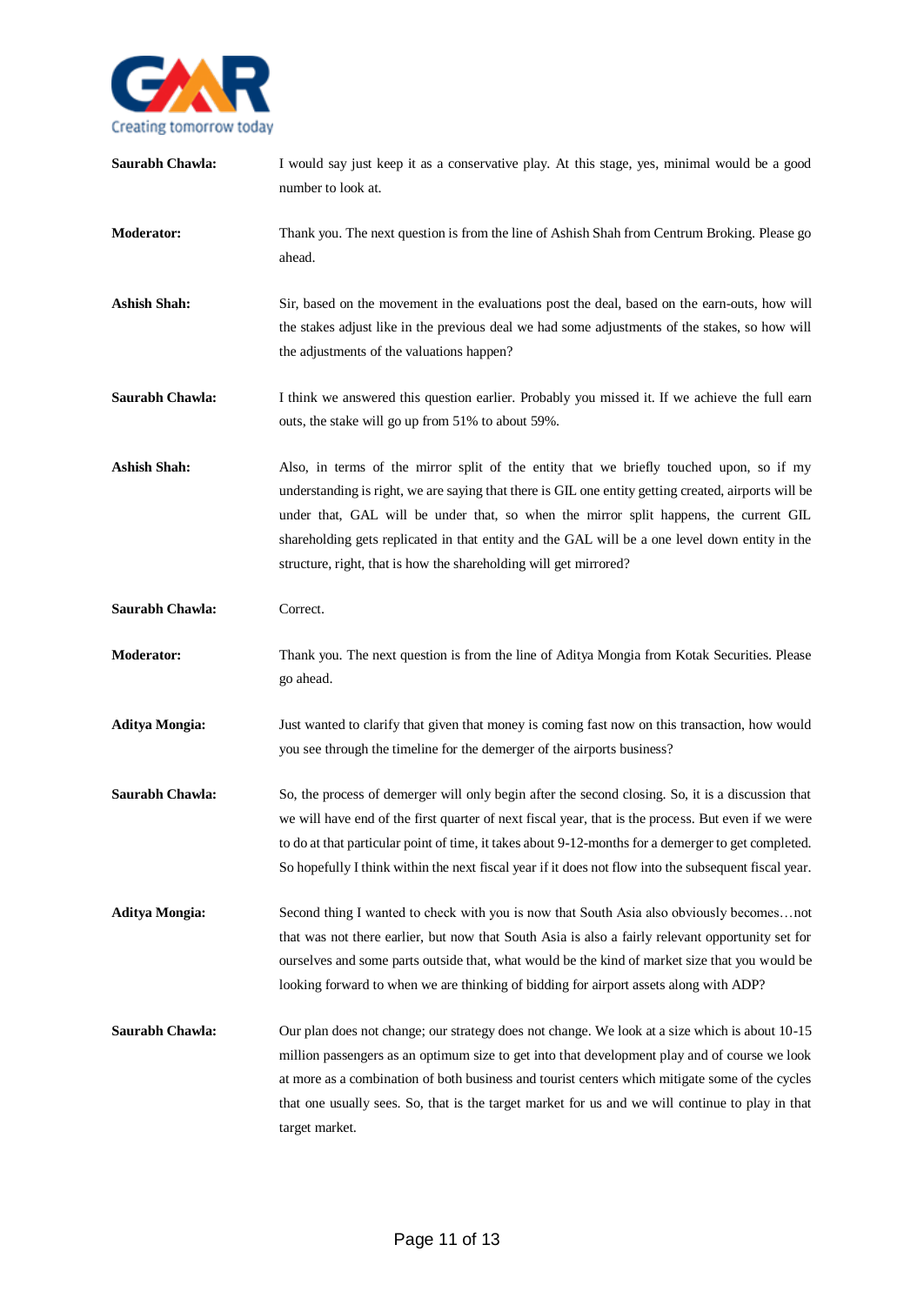**Saurabh Chawla:** I would say just keep it as a conservative play. At this stage, yes, minimal would be a good number to look at.

**Moderator:** Thank you. The next question is from the line of Ashish Shah from Centrum Broking. Please go ahead.

**Ashish Shah:** Sir, based on the movement in the evaluations post the deal, based on the earn-outs, how will the stakes adjust like in the previous deal we had some adjustments of the stakes, so how will the adjustments of the valuations happen?

**Saurabh Chawla:** I think we answered this question earlier. Probably you missed it. If we achieve the full earn outs, the stake will go up from 51% to about 59%.

**Ashish Shah:** Also, in terms of the mirror split of the entity that we briefly touched upon, so if my understanding is right, we are saying that there is GIL one entity getting created, airports will be under that, GAL will be under that, so when the mirror split happens, the current GIL shareholding gets replicated in that entity and the GAL will be a one level down entity in the structure, right, that is how the shareholding will get mirrored?

**Saurabh Chawla:** Correct.

**Moderator:** Thank you. The next question is from the line of Aditya Mongia from Kotak Securities. Please go ahead.

**Aditya Mongia:** Just wanted to clarify that given that money is coming fast now on this transaction, how would you see through the timeline for the demerger of the airports business?

**Saurabh Chawla:** So, the process of demerger will only begin after the second closing. So, it is a discussion that we will have end of the first quarter of next fiscal year, that is the process. But even if we were to do at that particular point of time, it takes about 9-12-months for a demerger to get completed. So hopefully I think within the next fiscal year if it does not flow into the subsequent fiscal year.

**Aditya Mongia:** Second thing I wanted to check with you is now that South Asia also obviously becomes…not that was not there earlier, but now that South Asia is also a fairly relevant opportunity set for ourselves and some parts outside that, what would be the kind of market size that you would be looking forward to when we are thinking of bidding for airport assets along with ADP?

**Saurabh Chawla:** Our plan does not change; our strategy does not change. We look at a size which is about 10-15 million passengers as an optimum size to get into that development play and of course we look at more as a combination of both business and tourist centers which mitigate some of the cycles that one usually sees. So, that is the target market for us and we will continue to play in that target market.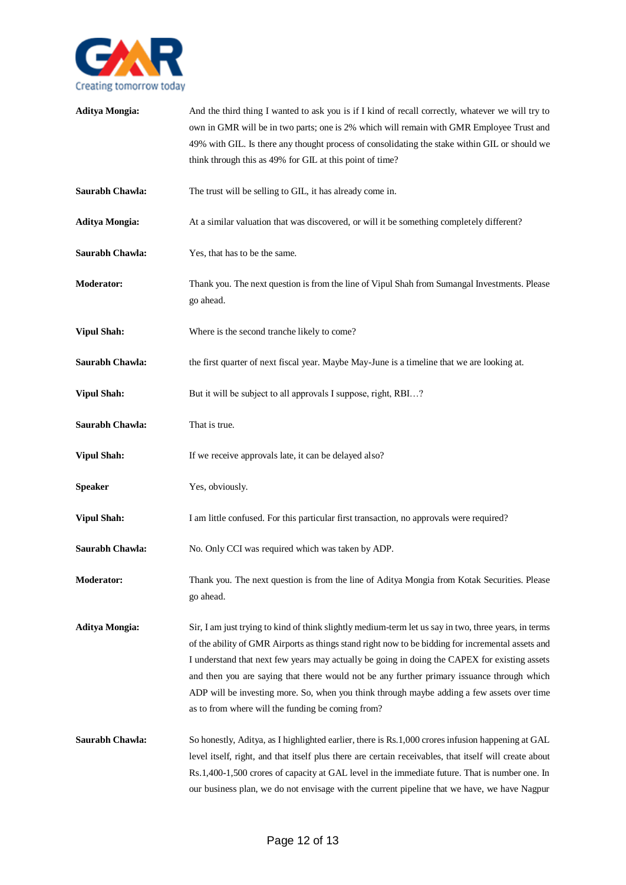**Aditya Mongia:** And the third thing I wanted to ask you is if I kind of recall correctly, whatever we will try to own in GMR will be in two parts; one is 2% which will remain with GMR Employee Trust and 49% with GIL. Is there any thought process of consolidating the stake within GIL or should we think through this as 49% for GIL at this point of time?

**Saurabh Chawla:** The trust will be selling to GIL, it has already come in.

**Aditya Mongia:** At a similar valuation that was discovered, or will it be something completely different?

**Saurabh Chawla:** Yes, that has to be the same.

**Moderator:** Thank you. The next question is from the line of Vipul Shah from Sumangal Investments. Please go ahead.

**Vipul Shah:** Where is the second tranche likely to come?

**Saurabh Chawla:** the first quarter of next fiscal year. Maybe May-June is a timeline that we are looking at.

**Vipul Shah:** But it will be subject to all approvals I suppose, right, RBI…?

**Saurabh Chawla:** That is true.

**Vipul Shah:** If we receive approvals late, it can be delayed also?

**Speaker** Yes, obviously.

**Vipul Shah:** I am little confused. For this particular first transaction, no approvals were required?

**Saurabh Chawla:** No. Only CCI was required which was taken by ADP.

**Moderator:** Thank you. The next question is from the line of Aditya Mongia from Kotak Securities. Please go ahead.

**Aditya Mongia:** Sir, I am just trying to kind of think slightly medium-term let us say in two, three years, in terms of the ability of GMR Airports as things stand right now to be bidding for incremental assets and I understand that next few years may actually be going in doing the CAPEX for existing assets and then you are saying that there would not be any further primary issuance through which ADP will be investing more. So, when you think through maybe adding a few assets over time as to from where will the funding be coming from?

**Saurabh Chawla:** So honestly, Aditya, as I highlighted earlier, there is Rs.1,000 crores infusion happening at GAL level itself, right, and that itself plus there are certain receivables, that itself will create about Rs.1,400-1,500 crores of capacity at GAL level in the immediate future. That is number one. In our business plan, we do not envisage with the current pipeline that we have, we have Nagpur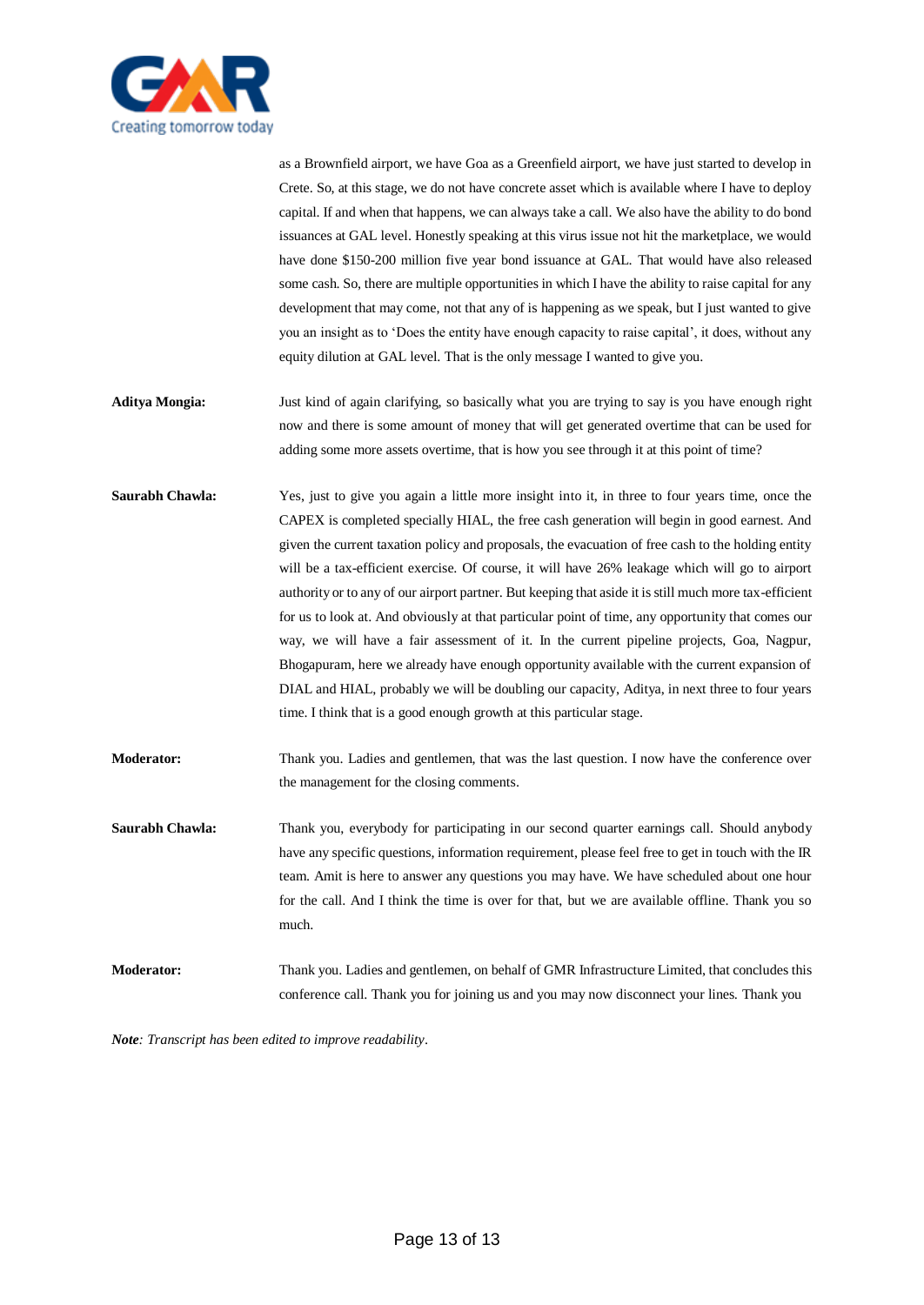as a Brownfield airport, we have Goa as a Greenfield airport, we have just started to develop in Crete. So, at this stage, we do not have concrete asset which is available where I have to deploy capital. If and when that happens, we can always take a call. We also have the ability to do bond issuances at GAL level. Honestly speaking at this virus issue not hit the marketplace, we would have done $150-200 million five year bond issuance at GAL. That would have also released some cash. So, there are multiple opportunities in which I have the ability to raise capital for any development that may come, not that any of is happening as we speak, but I just wanted to give you an insight as to 'Does the entity have enough capacity to raise capital', it does, without any equity dilution at GAL level. That is the only message I wanted to give you.

**Aditya Mongia:** Just kind of again clarifying, so basically what you are trying to say is you have enough right now and there is some amount of money that will get generated overtime that can be used for adding some more assets overtime, that is how you see through it at this point of time?

**Saurabh Chawla:** Yes, just to give you again a little more insight into it, in three to four years time, once the CAPEX is completed specially HIAL, the free cash generation will begin in good earnest. And given the current taxation policy and proposals, the evacuation of free cash to the holding entity will be a tax-efficient exercise. Of course, it will have 26% leakage which will go to airport authority or to any of our airport partner. But keeping that aside it is still much more tax-efficient for us to look at. And obviously at that particular point of time, any opportunity that comes our way, we will have a fair assessment of it. In the current pipeline projects, Goa, Nagpur, Bhogapuram, here we already have enough opportunity available with the current expansion of DIAL and HIAL, probably we will be doubling our capacity, Aditya, in next three to four years time. I think that is a good enough growth at this particular stage.

**Moderator:** Thank you. Ladies and gentlemen, that was the last question. I now have the conference over the management for the closing comments.

**Saurabh Chawla:** Thank you, everybody for participating in our second quarter earnings call. Should anybody have any specific questions, information requirement, please feel free to get in touch with the IR team. Amit is here to answer any questions you may have. We have scheduled about one hour for the call. And I think the time is over for that, but we are available offline. Thank you so much.

**Moderator:** Thank you. Ladies and gentlemen, on behalf of GMR Infrastructure Limited, that concludes this conference call. Thank you for joining us and you may now disconnect your lines. Thank you

***Note**: Transcript has been edited to improve readability.*